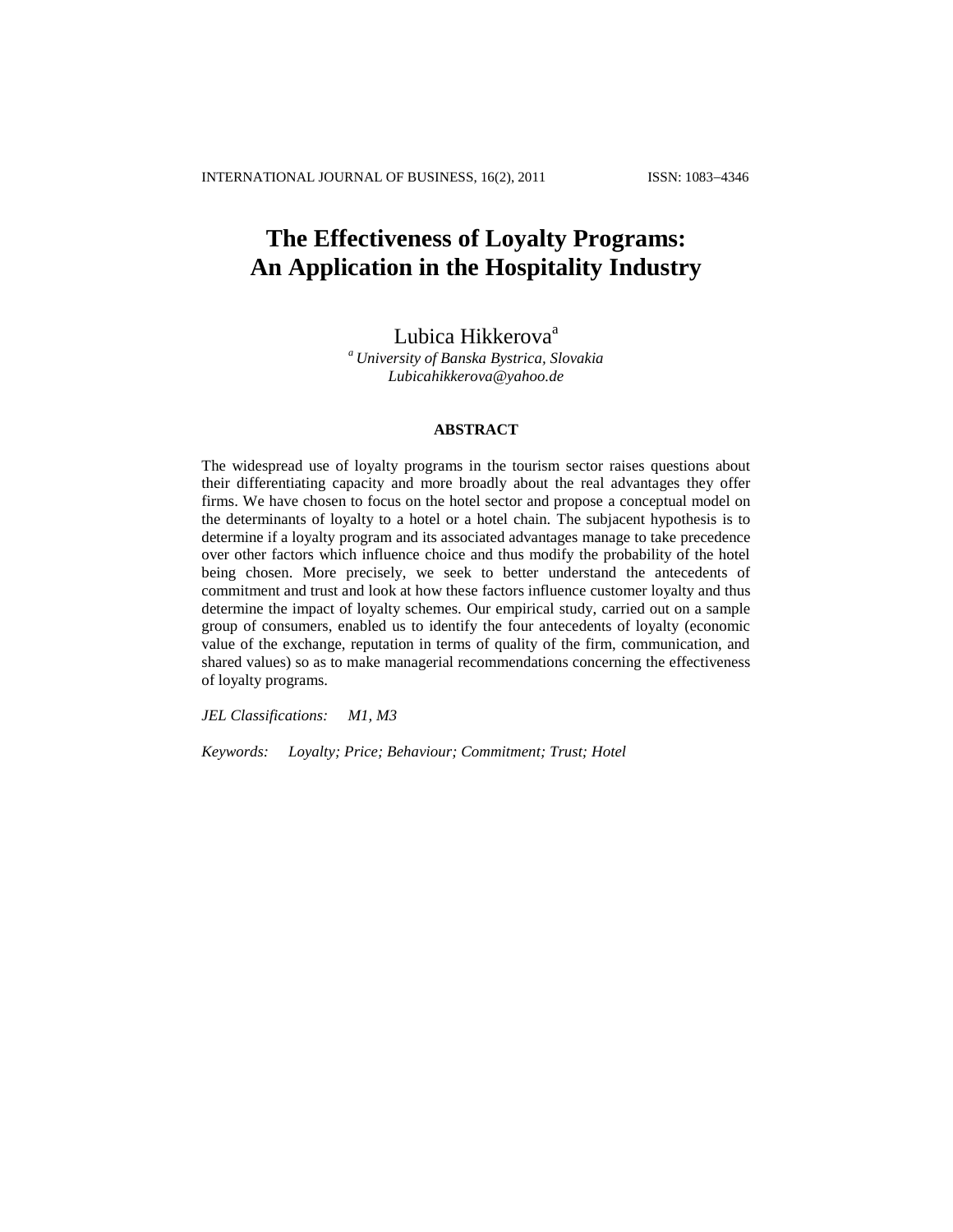# The Effectiveness of Loyalty Programs: An Application in the Hospitality Industry

Lubica Hikkerova[a]

[a] *University of Banska Bystrica, Slovakia*
*Lubicahikkerova@yahoo.de*

## ABSTRACT

The widespread use of loyalty programs in the tourism sector raises questions about their differentiating capacity and more broadly about the real advantages they offer firms. We have chosen to focus on the hotel sector and propose a conceptual model on the determinants of loyalty to a hotel or a hotel chain. The subjacent hypothesis is to determine if a loyalty program and its associated advantages manage to take precedence over other factors which influence choice and thus modify the probability of the hotel being chosen. More precisely, we seek to better understand the antecedents of commitment and trust and look at how these factors influence customer loyalty and thus determine the impact of loyalty schemes. Our empirical study, carried out on a sample group of consumers, enabled us to identify the four antecedents of loyalty (economic value of the exchange, reputation in terms of quality of the firm, communication, and shared values) so as to make managerial recommendations concerning the effectiveness of loyalty programs.

*JEL Classifications:* *M1, M3*

*Keywords:* *Loyalty; Price; Behaviour; Commitment; Trust; Hotel*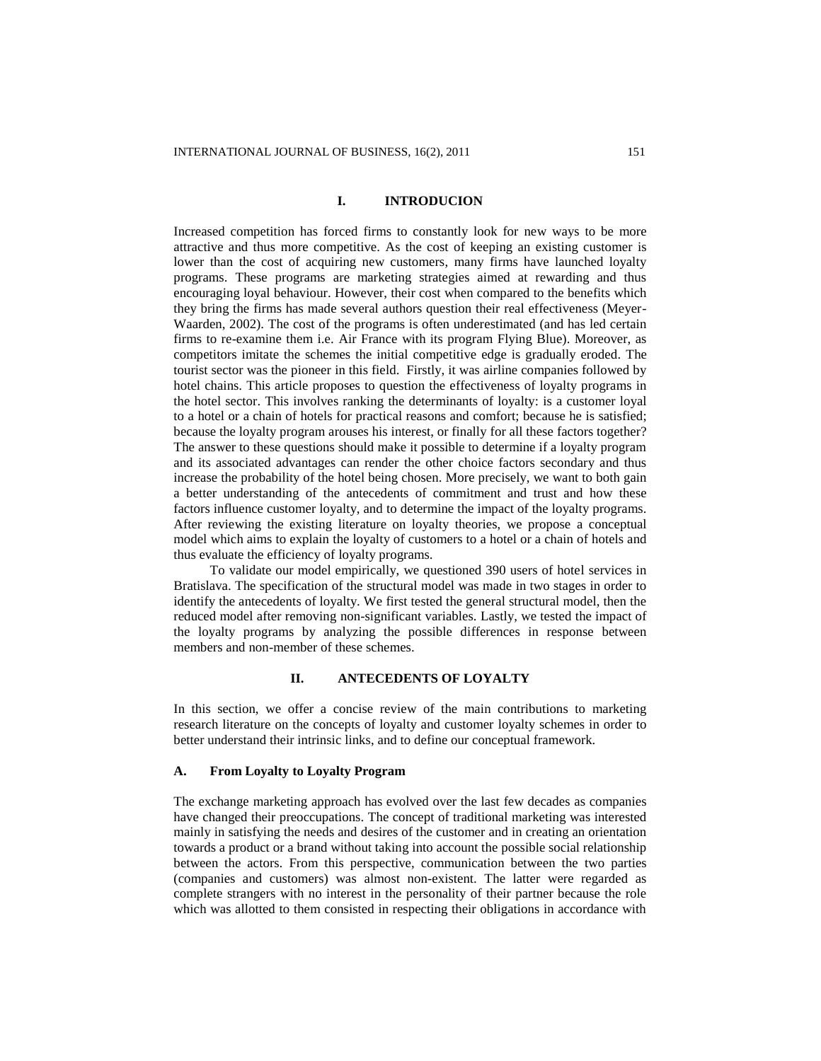## I. INTRODUCION

Increased competition has forced firms to constantly look for new ways to be more attractive and thus more competitive. As the cost of keeping an existing customer is lower than the cost of acquiring new customers, many firms have launched loyalty programs. These programs are marketing strategies aimed at rewarding and thus encouraging loyal behaviour. However, their cost when compared to the benefits which they bring the firms has made several authors question their real effectiveness (Meyer-Waarden, 2002). The cost of the programs is often underestimated (and has led certain firms to re-examine them i.e. Air France with its program Flying Blue). Moreover, as competitors imitate the schemes the initial competitive edge is gradually eroded. The tourist sector was the pioneer in this field. Firstly, it was airline companies followed by hotel chains. This article proposes to question the effectiveness of loyalty programs in the hotel sector. This involves ranking the determinants of loyalty: is a customer loyal to a hotel or a chain of hotels for practical reasons and comfort; because he is satisfied; because the loyalty program arouses his interest, or finally for all these factors together? The answer to these questions should make it possible to determine if a loyalty program and its associated advantages can render the other choice factors secondary and thus increase the probability of the hotel being chosen. More precisely, we want to both gain a better understanding of the antecedents of commitment and trust and how these factors influence customer loyalty, and to determine the impact of the loyalty programs. After reviewing the existing literature on loyalty theories, we propose a conceptual model which aims to explain the loyalty of customers to a hotel or a chain of hotels and thus evaluate the efficiency of loyalty programs.

To validate our model empirically, we questioned 390 users of hotel services in Bratislava. The specification of the structural model was made in two stages in order to identify the antecedents of loyalty. We first tested the general structural model, then the reduced model after removing non-significant variables. Lastly, we tested the impact of the loyalty programs by analyzing the possible differences in response between members and non-member of these schemes.

## II. ANTECEDENTS OF LOYALTY

In this section, we offer a concise review of the main contributions to marketing research literature on the concepts of loyalty and customer loyalty schemes in order to better understand their intrinsic links, and to define our conceptual framework.

### A. From Loyalty to Loyalty Program

The exchange marketing approach has evolved over the last few decades as companies have changed their preoccupations. The concept of traditional marketing was interested mainly in satisfying the needs and desires of the customer and in creating an orientation towards a product or a brand without taking into account the possible social relationship between the actors. From this perspective, communication between the two parties (companies and customers) was almost non-existent. The latter were regarded as complete strangers with no interest in the personality of their partner because the role which was allotted to them consisted in respecting their obligations in accordance with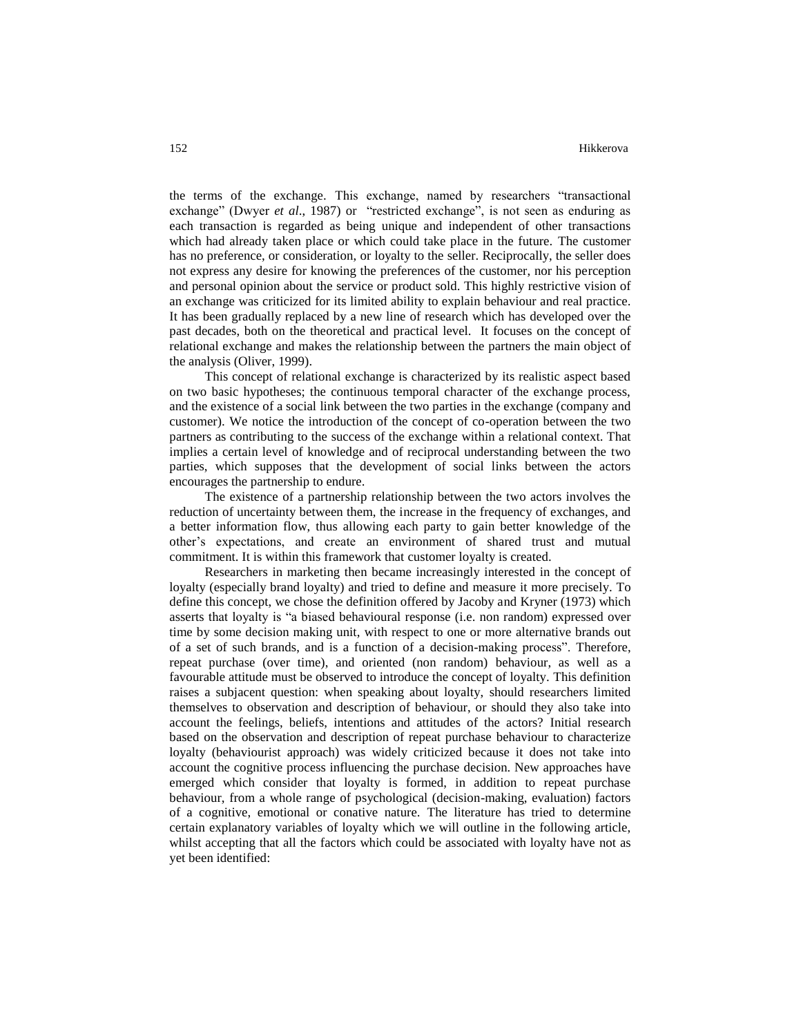the terms of the exchange. This exchange, named by researchers "transactional exchange" (Dwyer *et al*., 1987) or "restricted exchange", is not seen as enduring as each transaction is regarded as being unique and independent of other transactions which had already taken place or which could take place in the future. The customer has no preference, or consideration, or loyalty to the seller. Reciprocally, the seller does not express any desire for knowing the preferences of the customer, nor his perception and personal opinion about the service or product sold. This highly restrictive vision of an exchange was criticized for its limited ability to explain behaviour and real practice. It has been gradually replaced by a new line of research which has developed over the past decades, both on the theoretical and practical level. It focuses on the concept of relational exchange and makes the relationship between the partners the main object of the analysis (Oliver, 1999).

This concept of relational exchange is characterized by its realistic aspect based on two basic hypotheses; the continuous temporal character of the exchange process, and the existence of a social link between the two parties in the exchange (company and customer). We notice the introduction of the concept of co-operation between the two partners as contributing to the success of the exchange within a relational context. That implies a certain level of knowledge and of reciprocal understanding between the two parties, which supposes that the development of social links between the actors encourages the partnership to endure.

The existence of a partnership relationship between the two actors involves the reduction of uncertainty between them, the increase in the frequency of exchanges, and a better information flow, thus allowing each party to gain better knowledge of the other's expectations, and create an environment of shared trust and mutual commitment. It is within this framework that customer loyalty is created.

Researchers in marketing then became increasingly interested in the concept of loyalty (especially brand loyalty) and tried to define and measure it more precisely. To define this concept, we chose the definition offered by Jacoby and Kryner (1973) which asserts that loyalty is "a biased behavioural response (i.e. non random) expressed over time by some decision making unit, with respect to one or more alternative brands out of a set of such brands, and is a function of a decision-making process". Therefore, repeat purchase (over time), and oriented (non random) behaviour, as well as a favourable attitude must be observed to introduce the concept of loyalty. This definition raises a subjacent question: when speaking about loyalty, should researchers limited themselves to observation and description of behaviour, or should they also take into account the feelings, beliefs, intentions and attitudes of the actors? Initial research based on the observation and description of repeat purchase behaviour to characterize loyalty (behaviourist approach) was widely criticized because it does not take into account the cognitive process influencing the purchase decision. New approaches have emerged which consider that loyalty is formed, in addition to repeat purchase behaviour, from a whole range of psychological (decision-making, evaluation) factors of a cognitive, emotional or conative nature. The literature has tried to determine certain explanatory variables of loyalty which we will outline in the following article, whilst accepting that all the factors which could be associated with loyalty have not as yet been identified: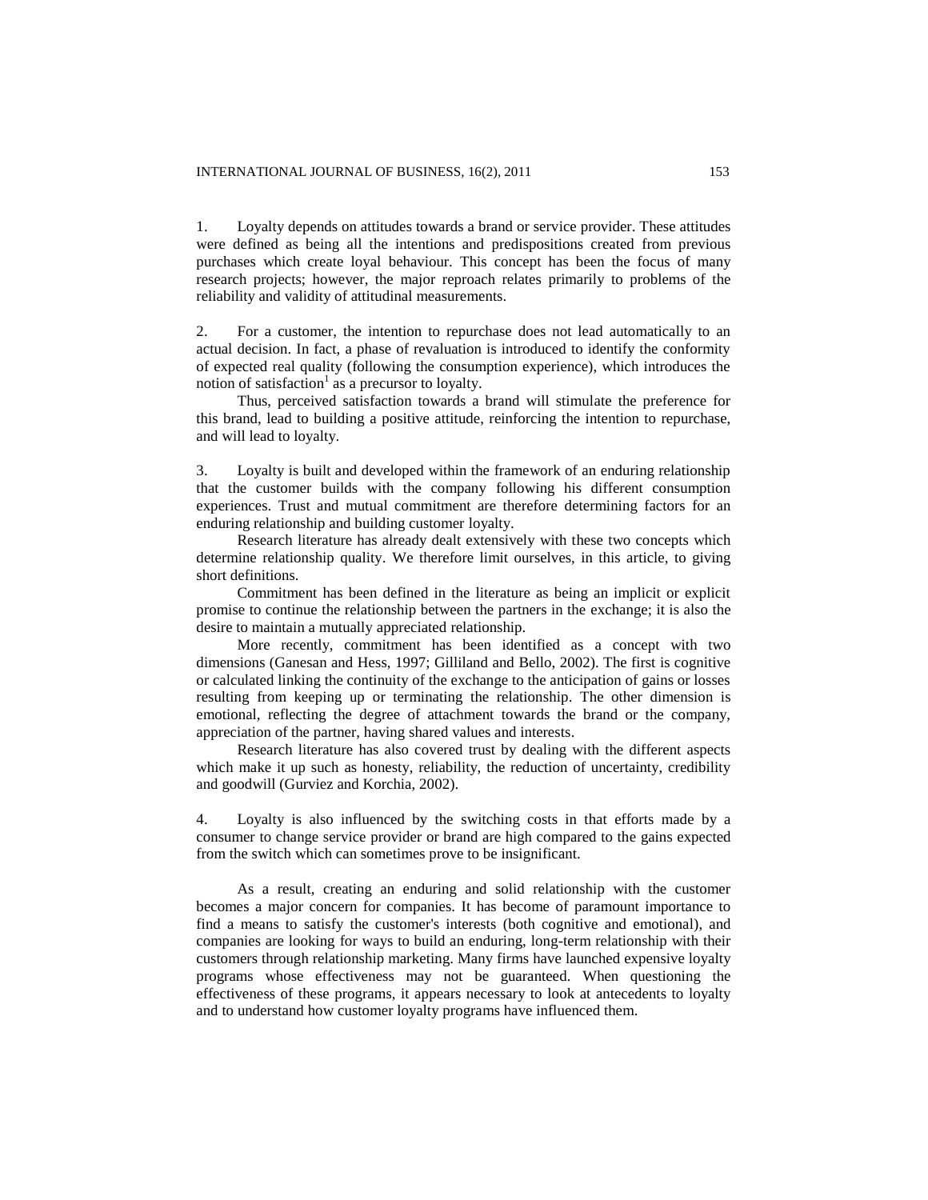1. Loyalty depends on attitudes towards a brand or service provider. These attitudes were defined as being all the intentions and predispositions created from previous purchases which create loyal behaviour. This concept has been the focus of many research projects; however, the major reproach relates primarily to problems of the reliability and validity of attitudinal measurements.

2. For a customer, the intention to repurchase does not lead automatically to an actual decision. In fact, a phase of revaluation is introduced to identify the conformity of expected real quality (following the consumption experience), which introduces the notion of satisfaction[1] as a precursor to loyalty.

Thus, perceived satisfaction towards a brand will stimulate the preference for this brand, lead to building a positive attitude, reinforcing the intention to repurchase, and will lead to loyalty.

3. Loyalty is built and developed within the framework of an enduring relationship that the customer builds with the company following his different consumption experiences. Trust and mutual commitment are therefore determining factors for an enduring relationship and building customer loyalty.

Research literature has already dealt extensively with these two concepts which determine relationship quality. We therefore limit ourselves, in this article, to giving short definitions.

Commitment has been defined in the literature as being an implicit or explicit promise to continue the relationship between the partners in the exchange; it is also the desire to maintain a mutually appreciated relationship.

More recently, commitment has been identified as a concept with two dimensions (Ganesan and Hess, 1997; Gilliland and Bello, 2002). The first is cognitive or calculated linking the continuity of the exchange to the anticipation of gains or losses resulting from keeping up or terminating the relationship. The other dimension is emotional, reflecting the degree of attachment towards the brand or the company, appreciation of the partner, having shared values and interests.

Research literature has also covered trust by dealing with the different aspects which make it up such as honesty, reliability, the reduction of uncertainty, credibility and goodwill (Gurviez and Korchia, 2002).

4. Loyalty is also influenced by the switching costs in that efforts made by a consumer to change service provider or brand are high compared to the gains expected from the switch which can sometimes prove to be insignificant.

As a result, creating an enduring and solid relationship with the customer becomes a major concern for companies. It has become of paramount importance to find a means to satisfy the customer's interests (both cognitive and emotional), and companies are looking for ways to build an enduring, long-term relationship with their customers through relationship marketing. Many firms have launched expensive loyalty programs whose effectiveness may not be guaranteed. When questioning the effectiveness of these programs, it appears necessary to look at antecedents to loyalty and to understand how customer loyalty programs have influenced them.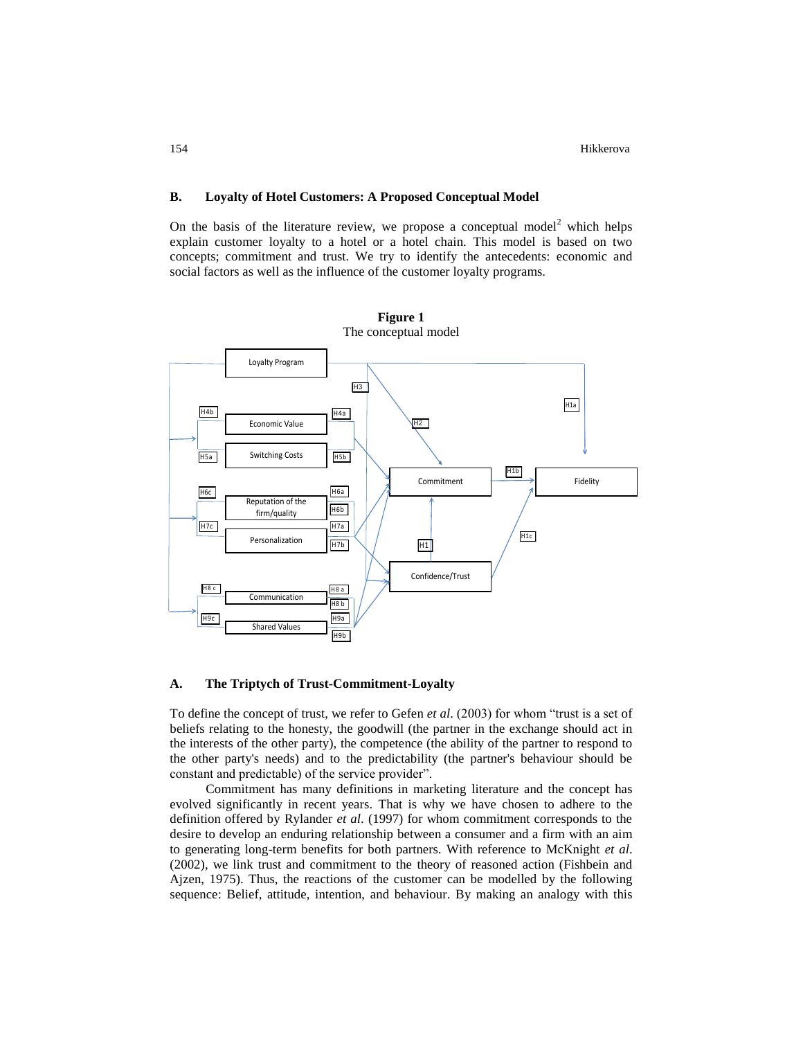## B. Loyalty of Hotel Customers: A Proposed Conceptual Model

On the basis of the literature review, we propose a conceptual model[2] which helps explain customer loyalty to a hotel or a hotel chain. This model is based on two concepts; commitment and trust. We try to identify the antecedents: economic and social factors as well as the influence of the customer loyalty programs.

**Figure 1**
The conceptual model

## A. The Triptych of Trust-Commitment-Loyalty

To define the concept of trust, we refer to Gefen *et al*. (2003) for whom "trust is a set of beliefs relating to the honesty, the goodwill (the partner in the exchange should act in the interests of the other party), the competence (the ability of the partner to respond to the other party's needs) and to the predictability (the partner's behaviour should be constant and predictable) of the service provider".

Commitment has many definitions in marketing literature and the concept has evolved significantly in recent years. That is why we have chosen to adhere to the definition offered by Rylander *et al.* (1997) for whom commitment corresponds to the desire to develop an enduring relationship between a consumer and a firm with an aim to generating long-term benefits for both partners. With reference to McKnight *et al*. (2002), we link trust and commitment to the theory of reasoned action (Fishbein and Ajzen, 1975). Thus, the reactions of the customer can be modelled by the following sequence: Belief, attitude, intention, and behaviour. By making an analogy with this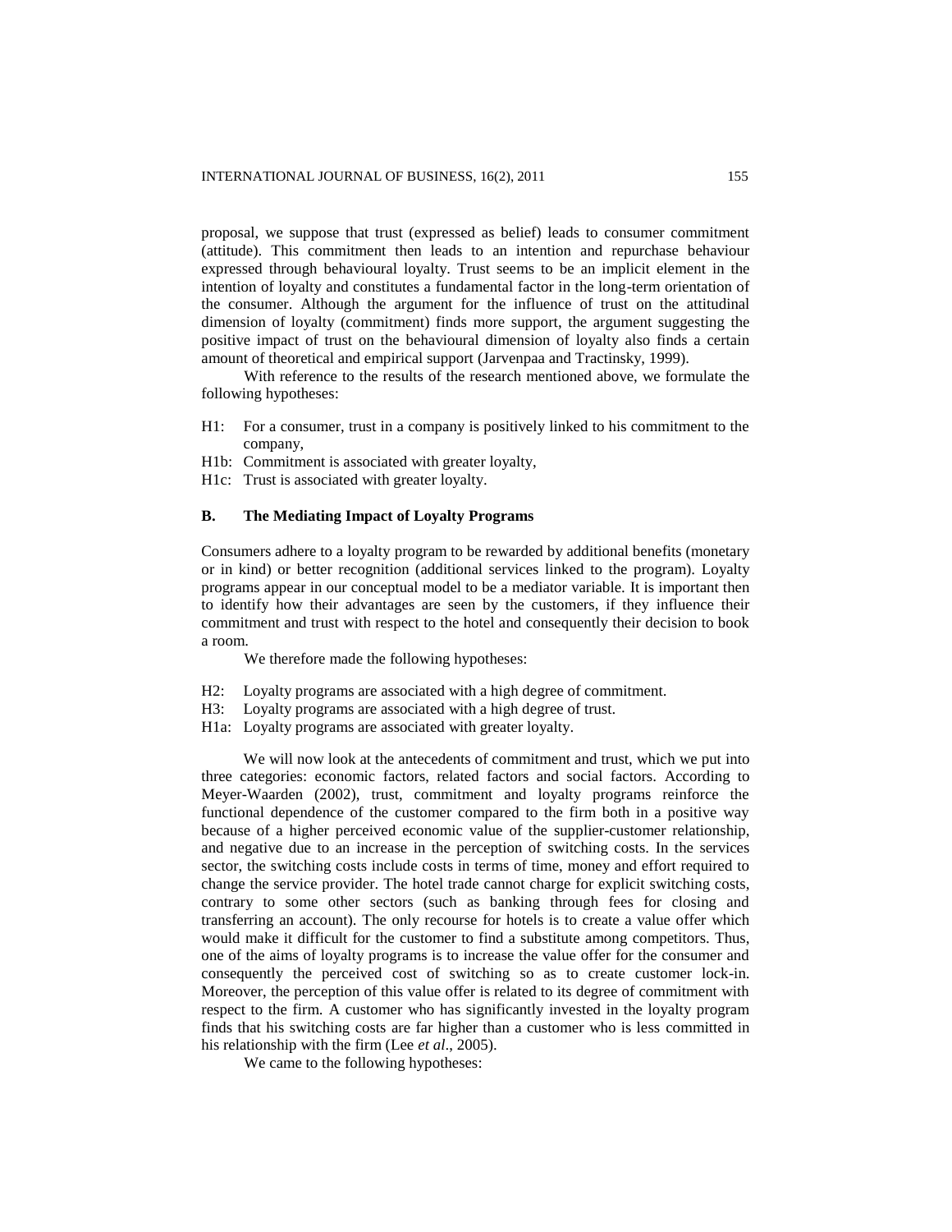proposal, we suppose that trust (expressed as belief) leads to consumer commitment (attitude). This commitment then leads to an intention and repurchase behaviour expressed through behavioural loyalty. Trust seems to be an implicit element in the intention of loyalty and constitutes a fundamental factor in the long-term orientation of the consumer. Although the argument for the influence of trust on the attitudinal dimension of loyalty (commitment) finds more support, the argument suggesting the positive impact of trust on the behavioural dimension of loyalty also finds a certain amount of theoretical and empirical support (Jarvenpaa and Tractinsky, 1999).

With reference to the results of the research mentioned above, we formulate the following hypotheses:

- H1: For a consumer, trust in a company is positively linked to his commitment to the company,
- H1b: Commitment is associated with greater loyalty,
- H1c: Trust is associated with greater loyalty.

### B. The Mediating Impact of Loyalty Programs

Consumers adhere to a loyalty program to be rewarded by additional benefits (monetary or in kind) or better recognition (additional services linked to the program). Loyalty programs appear in our conceptual model to be a mediator variable. It is important then to identify how their advantages are seen by the customers, if they influence their commitment and trust with respect to the hotel and consequently their decision to book a room.

We therefore made the following hypotheses:

- H2: Loyalty programs are associated with a high degree of commitment.
- H3: Loyalty programs are associated with a high degree of trust.
- H1a: Loyalty programs are associated with greater loyalty.

We will now look at the antecedents of commitment and trust, which we put into three categories: economic factors, related factors and social factors. According to Meyer-Waarden (2002), trust, commitment and loyalty programs reinforce the functional dependence of the customer compared to the firm both in a positive way because of a higher perceived economic value of the supplier-customer relationship, and negative due to an increase in the perception of switching costs. In the services sector, the switching costs include costs in terms of time, money and effort required to change the service provider. The hotel trade cannot charge for explicit switching costs, contrary to some other sectors (such as banking through fees for closing and transferring an account). The only recourse for hotels is to create a value offer which would make it difficult for the customer to find a substitute among competitors. Thus, one of the aims of loyalty programs is to increase the value offer for the consumer and consequently the perceived cost of switching so as to create customer lock-in. Moreover, the perception of this value offer is related to its degree of commitment with respect to the firm. A customer who has significantly invested in the loyalty program finds that his switching costs are far higher than a customer who is less committed in his relationship with the firm (Lee *et al*., 2005).

We came to the following hypotheses: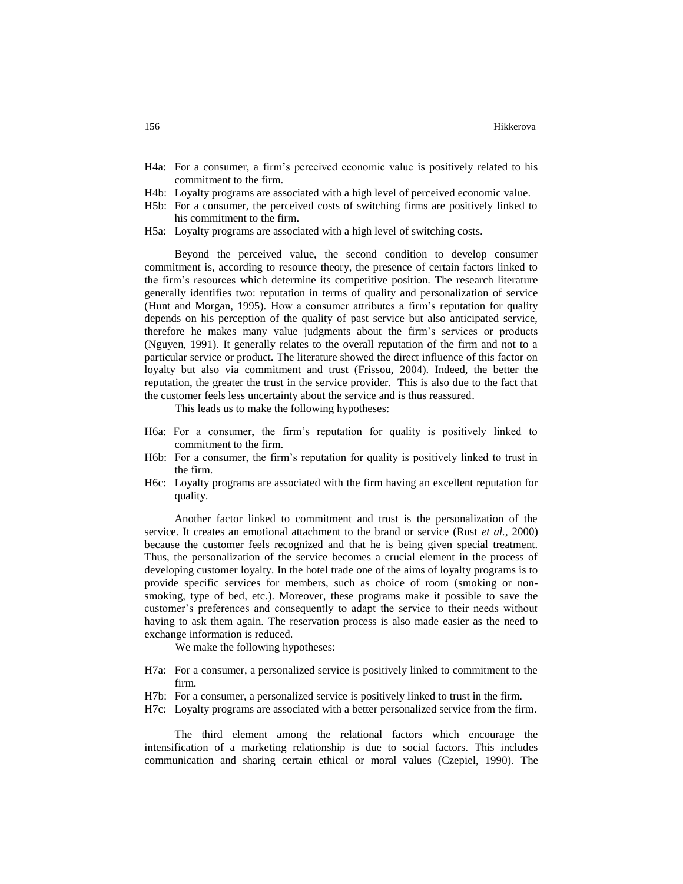H4a: For a consumer, a firm's perceived economic value is positively related to his commitment to the firm.

H4b: Loyalty programs are associated with a high level of perceived economic value.

H5b: For a consumer, the perceived costs of switching firms are positively linked to his commitment to the firm.

H5a: Loyalty programs are associated with a high level of switching costs.

Beyond the perceived value, the second condition to develop consumer commitment is, according to resource theory, the presence of certain factors linked to the firm's resources which determine its competitive position. The research literature generally identifies two: reputation in terms of quality and personalization of service (Hunt and Morgan, 1995). How a consumer attributes a firm's reputation for quality depends on his perception of the quality of past service but also anticipated service, therefore he makes many value judgments about the firm's services or products (Nguyen, 1991). It generally relates to the overall reputation of the firm and not to a particular service or product. The literature showed the direct influence of this factor on loyalty but also via commitment and trust (Frissou, 2004). Indeed, the better the reputation, the greater the trust in the service provider. This is also due to the fact that the customer feels less uncertainty about the service and is thus reassured.

This leads us to make the following hypotheses:

H6a: For a consumer, the firm's reputation for quality is positively linked to commitment to the firm.

H6b: For a consumer, the firm's reputation for quality is positively linked to trust in the firm.

H6c: Loyalty programs are associated with the firm having an excellent reputation for quality.

Another factor linked to commitment and trust is the personalization of the service. It creates an emotional attachment to the brand or service (Rust *et al.*, 2000) because the customer feels recognized and that he is being given special treatment. Thus, the personalization of the service becomes a crucial element in the process of developing customer loyalty. In the hotel trade one of the aims of loyalty programs is to provide specific services for members, such as choice of room (smoking or non-smoking, type of bed, etc.). Moreover, these programs make it possible to save the customer's preferences and consequently to adapt the service to their needs without having to ask them again. The reservation process is also made easier as the need to exchange information is reduced.

We make the following hypotheses:

H7a: For a consumer, a personalized service is positively linked to commitment to the firm.

H7b: For a consumer, a personalized service is positively linked to trust in the firm.

H7c: Loyalty programs are associated with a better personalized service from the firm.

The third element among the relational factors which encourage the intensification of a marketing relationship is due to social factors. This includes communication and sharing certain ethical or moral values (Czepiel, 1990). The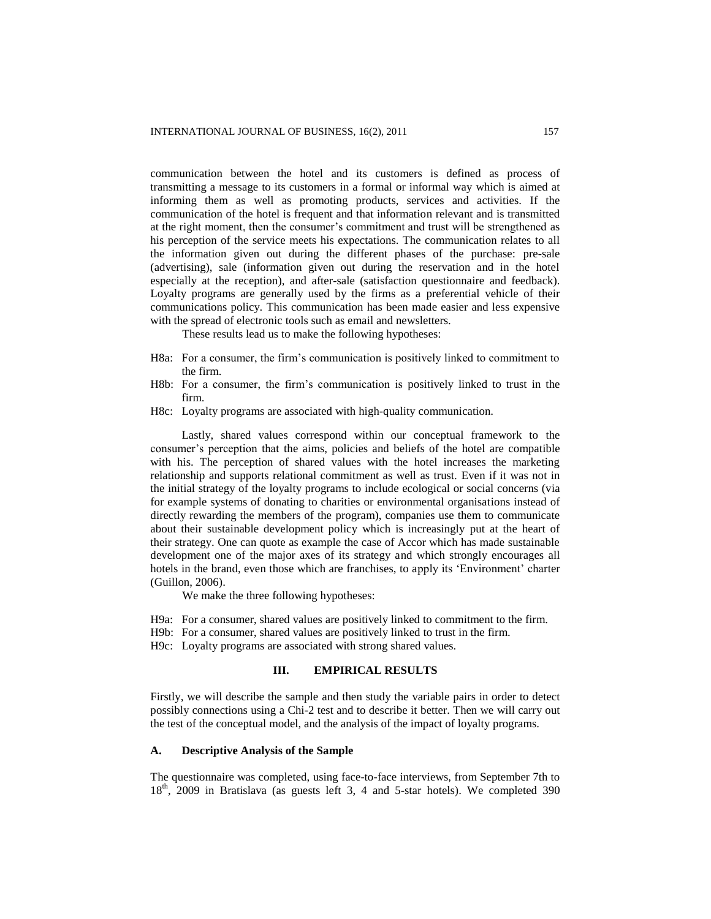communication between the hotel and its customers is defined as process of transmitting a message to its customers in a formal or informal way which is aimed at informing them as well as promoting products, services and activities. If the communication of the hotel is frequent and that information relevant and is transmitted at the right moment, then the consumer's commitment and trust will be strengthened as his perception of the service meets his expectations. The communication relates to all the information given out during the different phases of the purchase: pre-sale (advertising), sale (information given out during the reservation and in the hotel especially at the reception), and after-sale (satisfaction questionnaire and feedback). Loyalty programs are generally used by the firms as a preferential vehicle of their communications policy. This communication has been made easier and less expensive with the spread of electronic tools such as email and newsletters.

These results lead us to make the following hypotheses:

- H8a: For a consumer, the firm's communication is positively linked to commitment to the firm.
- H8b: For a consumer, the firm's communication is positively linked to trust in the firm.
- H8c: Loyalty programs are associated with high-quality communication.

Lastly, shared values correspond within our conceptual framework to the consumer's perception that the aims, policies and beliefs of the hotel are compatible with his. The perception of shared values with the hotel increases the marketing relationship and supports relational commitment as well as trust. Even if it was not in the initial strategy of the loyalty programs to include ecological or social concerns (via for example systems of donating to charities or environmental organisations instead of directly rewarding the members of the program), companies use them to communicate about their sustainable development policy which is increasingly put at the heart of their strategy. One can quote as example the case of Accor which has made sustainable development one of the major axes of its strategy and which strongly encourages all hotels in the brand, even those which are franchises, to apply its 'Environment' charter (Guillon, 2006).

We make the three following hypotheses:

- H9a: For a consumer, shared values are positively linked to commitment to the firm.
- H9b: For a consumer, shared values are positively linked to trust in the firm.
- H9c: Loyalty programs are associated with strong shared values.

## III. EMPIRICAL RESULTS

Firstly, we will describe the sample and then study the variable pairs in order to detect possibly connections using a Chi-2 test and to describe it better. Then we will carry out the test of the conceptual model, and the analysis of the impact of loyalty programs.

### A. Descriptive Analysis of the Sample

The questionnaire was completed, using face-to-face interviews, from September 7th to 18th, 2009 in Bratislava (as guests left 3, 4 and 5-star hotels). We completed 390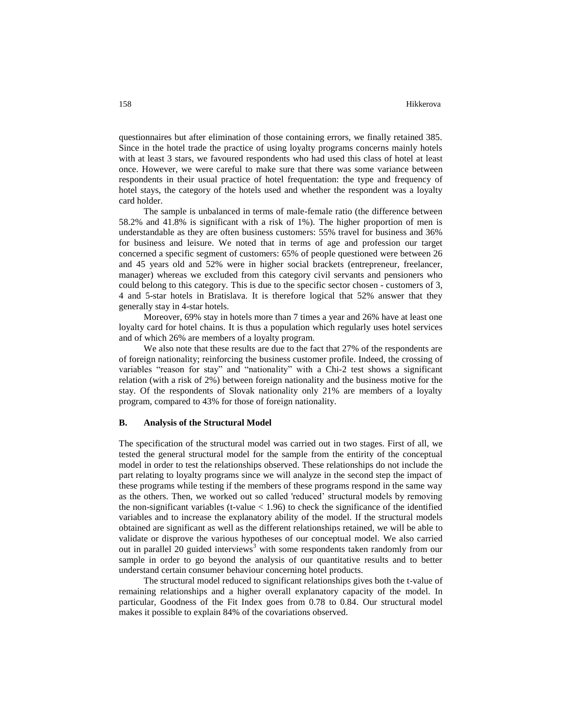questionnaires but after elimination of those containing errors, we finally retained 385. Since in the hotel trade the practice of using loyalty programs concerns mainly hotels with at least 3 stars, we favoured respondents who had used this class of hotel at least once. However, we were careful to make sure that there was some variance between respondents in their usual practice of hotel frequentation: the type and frequency of hotel stays, the category of the hotels used and whether the respondent was a loyalty card holder.

The sample is unbalanced in terms of male-female ratio (the difference between 58.2% and 41.8% is significant with a risk of 1%). The higher proportion of men is understandable as they are often business customers: 55% travel for business and 36% for business and leisure. We noted that in terms of age and profession our target concerned a specific segment of customers: 65% of people questioned were between 26 and 45 years old and 52% were in higher social brackets (entrepreneur, freelancer, manager) whereas we excluded from this category civil servants and pensioners who could belong to this category. This is due to the specific sector chosen - customers of 3, 4 and 5-star hotels in Bratislava. It is therefore logical that 52% answer that they generally stay in 4-star hotels.

Moreover, 69% stay in hotels more than 7 times a year and 26% have at least one loyalty card for hotel chains. It is thus a population which regularly uses hotel services and of which 26% are members of a loyalty program.

We also note that these results are due to the fact that 27% of the respondents are of foreign nationality; reinforcing the business customer profile. Indeed, the crossing of variables "reason for stay" and "nationality" with a Chi-2 test shows a significant relation (with a risk of 2%) between foreign nationality and the business motive for the stay. Of the respondents of Slovak nationality only 21% are members of a loyalty program, compared to 43% for those of foreign nationality.

### B. Analysis of the Structural Model

The specification of the structural model was carried out in two stages. First of all, we tested the general structural model for the sample from the entirity of the conceptual model in order to test the relationships observed. These relationships do not include the part relating to loyalty programs since we will analyze in the second step the impact of these programs while testing if the members of these programs respond in the same way as the others. Then, we worked out so called 'reduced' structural models by removing the non-significant variables (t-value < 1.96) to check the significance of the identified variables and to increase the explanatory ability of the model. If the structural models obtained are significant as well as the different relationships retained, we will be able to validate or disprove the various hypotheses of our conceptual model. We also carried out in parallel 20 guided interviews[3] with some respondents taken randomly from our sample in order to go beyond the analysis of our quantitative results and to better understand certain consumer behaviour concerning hotel products.

The structural model reduced to significant relationships gives both the t-value of remaining relationships and a higher overall explanatory capacity of the model. In particular, Goodness of the Fit Index goes from 0.78 to 0.84. Our structural model makes it possible to explain 84% of the covariations observed.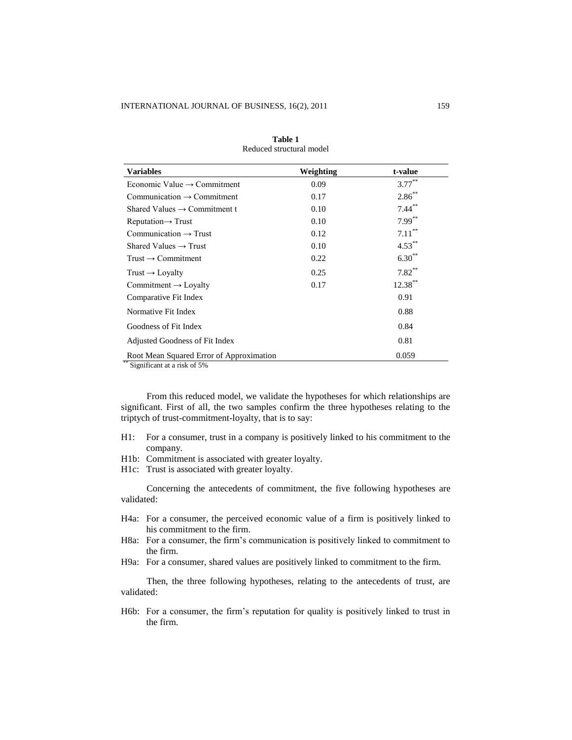**Table 1**
Reduced structural model

| Variables | Weighting | t-value |
|---|---|---|
| Economic Value → Commitment | 0.09 | 3.77** |
| Communication → Commitment | 0.17 | 2.86** |
| Shared Values → Commitment t | 0.10 | 7.44** |
| Reputation→ Trust | 0.10 | 7.99** |
| Communication → Trust | 0.12 | 7.11** |
| Shared Values → Trust | 0.10 | 4.53** |
| Trust → Commitment | 0.22 | 6.30** |
| Trust → Loyalty | 0.25 | 7.82** |
| Commitment → Loyalty | 0.17 | 12.38** |
| Comparative Fit Index | | 0.91 |
| Normative Fit Index | | 0.88 |
| Goodness of Fit Index | | 0.84 |
| Adjusted Goodness of Fit Index | | 0.81 |
| Root Mean Squared Error of Approximation | | 0.059 |

** Significant at a risk of 5%

From this reduced model, we validate the hypotheses for which relationships are significant. First of all, the two samples confirm the three hypotheses relating to the triptych of trust-commitment-loyalty, that is to say:

- H1: For a consumer, trust in a company is positively linked to his commitment to the company.
- H1b: Commitment is associated with greater loyalty.
- H1c: Trust is associated with greater loyalty.

Concerning the antecedents of commitment, the five following hypotheses are validated:

- H4a: For a consumer, the perceived economic value of a firm is positively linked to his commitment to the firm.
- H8a: For a consumer, the firm's communication is positively linked to commitment to the firm.
- H9a: For a consumer, shared values are positively linked to commitment to the firm.

Then, the three following hypotheses, relating to the antecedents of trust, are validated:

- H6b: For a consumer, the firm's reputation for quality is positively linked to trust in the firm.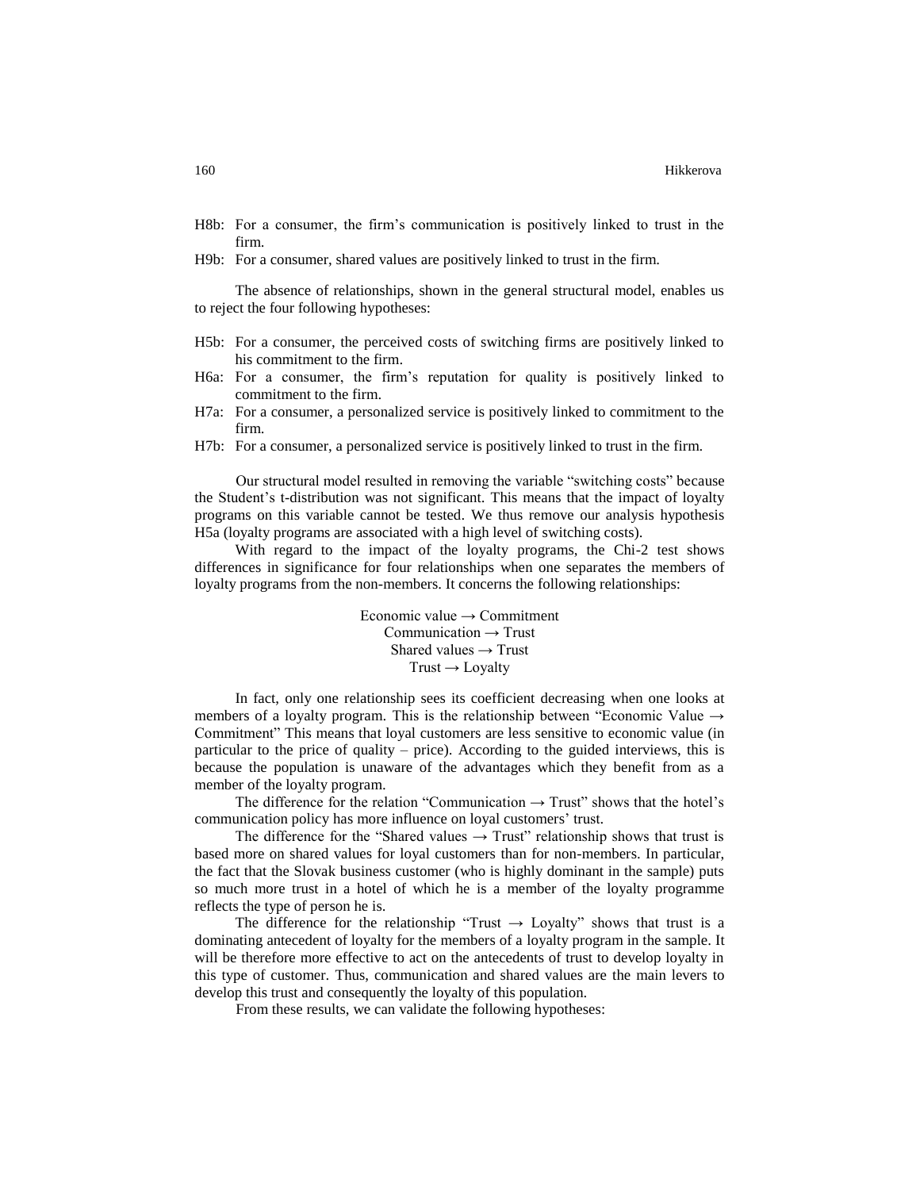H8b: For a consumer, the firm's communication is positively linked to trust in the firm.

H9b: For a consumer, shared values are positively linked to trust in the firm.

The absence of relationships, shown in the general structural model, enables us to reject the four following hypotheses:

H5b: For a consumer, the perceived costs of switching firms are positively linked to his commitment to the firm.

H6a: For a consumer, the firm's reputation for quality is positively linked to commitment to the firm.

H7a: For a consumer, a personalized service is positively linked to commitment to the firm.

H7b: For a consumer, a personalized service is positively linked to trust in the firm.

Our structural model resulted in removing the variable "switching costs" because the Student's t-distribution was not significant. This means that the impact of loyalty programs on this variable cannot be tested. We thus remove our analysis hypothesis H5a (loyalty programs are associated with a high level of switching costs).

With regard to the impact of the loyalty programs, the Chi-2 test shows differences in significance for four relationships when one separates the members of loyalty programs from the non-members. It concerns the following relationships:

Economic value → Commitment
Communication → Trust
Shared values → Trust
Trust → Loyalty

In fact, only one relationship sees its coefficient decreasing when one looks at members of a loyalty program. This is the relationship between "Economic Value → Commitment" This means that loyal customers are less sensitive to economic value (in particular to the price of quality – price). According to the guided interviews, this is because the population is unaware of the advantages which they benefit from as a member of the loyalty program.

The difference for the relation "Communication → Trust" shows that the hotel's communication policy has more influence on loyal customers' trust.

The difference for the "Shared values → Trust" relationship shows that trust is based more on shared values for loyal customers than for non-members. In particular, the fact that the Slovak business customer (who is highly dominant in the sample) puts so much more trust in a hotel of which he is a member of the loyalty programme reflects the type of person he is.

The difference for the relationship "Trust → Loyalty" shows that trust is a dominating antecedent of loyalty for the members of a loyalty program in the sample. It will be therefore more effective to act on the antecedents of trust to develop loyalty in this type of customer. Thus, communication and shared values are the main levers to develop this trust and consequently the loyalty of this population.

From these results, we can validate the following hypotheses: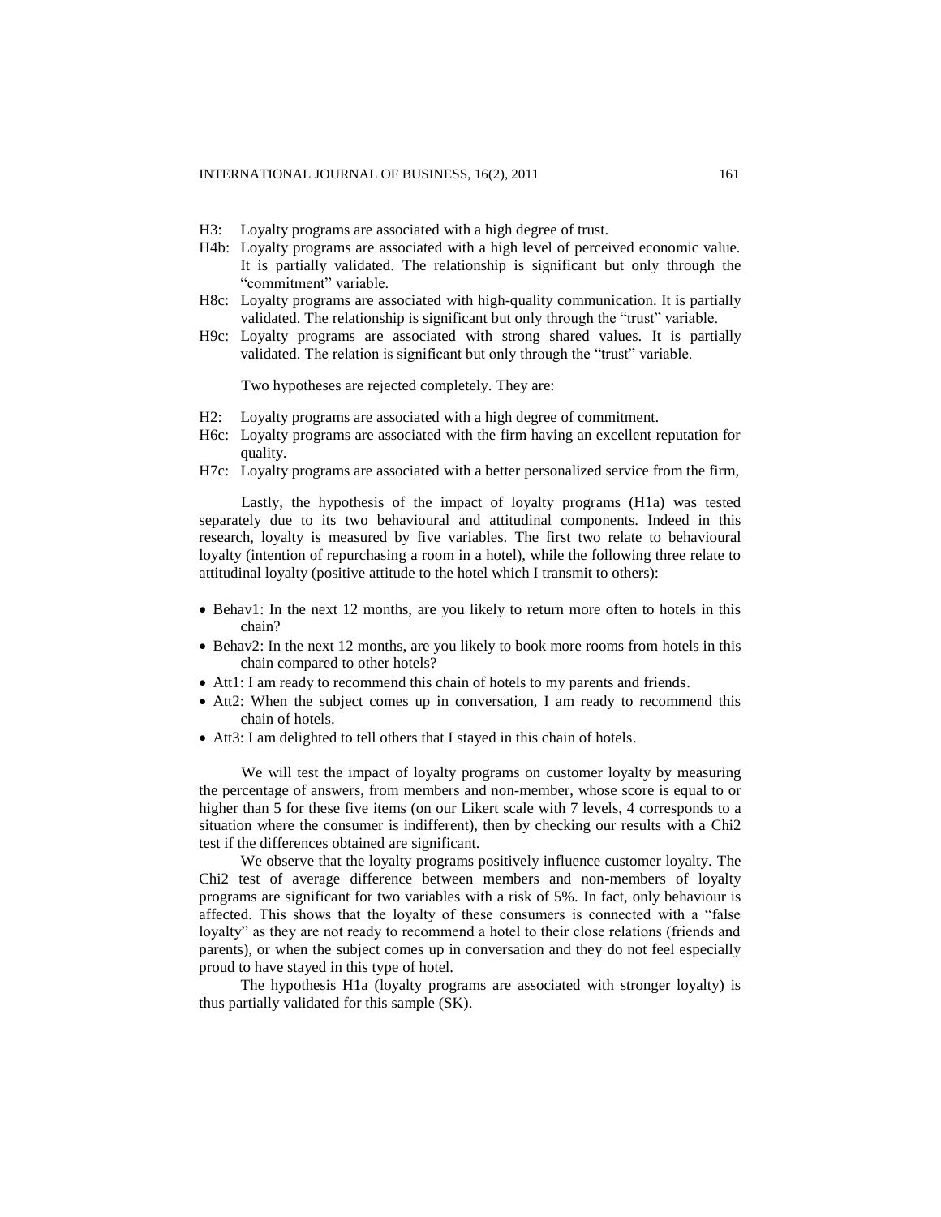H3: Loyalty programs are associated with a high degree of trust.

H4b: Loyalty programs are associated with a high level of perceived economic value. It is partially validated. The relationship is significant but only through the "commitment" variable.

H8c: Loyalty programs are associated with high-quality communication. It is partially validated. The relationship is significant but only through the "trust" variable.

H9c: Loyalty programs are associated with strong shared values. It is partially validated. The relation is significant but only through the "trust" variable.

Two hypotheses are rejected completely. They are:

H2: Loyalty programs are associated with a high degree of commitment.

H6c: Loyalty programs are associated with the firm having an excellent reputation for quality.

H7c: Loyalty programs are associated with a better personalized service from the firm,

Lastly, the hypothesis of the impact of loyalty programs (H1a) was tested separately due to its two behavioural and attitudinal components. Indeed in this research, loyalty is measured by five variables. The first two relate to behavioural loyalty (intention of repurchasing a room in a hotel), while the following three relate to attitudinal loyalty (positive attitude to the hotel which I transmit to others):

- Behav1: In the next 12 months, are you likely to return more often to hotels in this chain?
- Behav2: In the next 12 months, are you likely to book more rooms from hotels in this chain compared to other hotels?
- Att1: I am ready to recommend this chain of hotels to my parents and friends.
- Att2: When the subject comes up in conversation, I am ready to recommend this chain of hotels.
- Att3: I am delighted to tell others that I stayed in this chain of hotels.

We will test the impact of loyalty programs on customer loyalty by measuring the percentage of answers, from members and non-member, whose score is equal to or higher than 5 for these five items (on our Likert scale with 7 levels, 4 corresponds to a situation where the consumer is indifferent), then by checking our results with a Chi2 test if the differences obtained are significant.

We observe that the loyalty programs positively influence customer loyalty. The Chi2 test of average difference between members and non-members of loyalty programs are significant for two variables with a risk of 5%. In fact, only behaviour is affected. This shows that the loyalty of these consumers is connected with a "false loyalty" as they are not ready to recommend a hotel to their close relations (friends and parents), or when the subject comes up in conversation and they do not feel especially proud to have stayed in this type of hotel.

The hypothesis H1a (loyalty programs are associated with stronger loyalty) is thus partially validated for this sample (SK).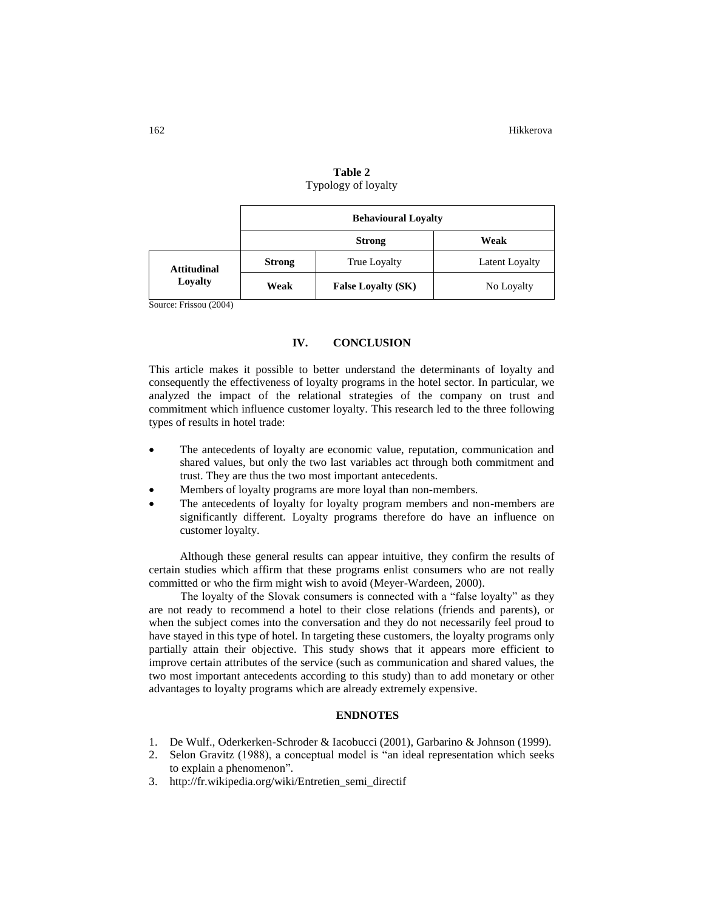**Table 2**
Typology of loyalty

| | | Behavioural Loyalty | |
|---|---|---|---|
| | | **Strong** | **Weak** |
| **Attitudinal Loyalty** | **Strong** | True Loyalty | Latent Loyalty |
| | **Weak** | **False Loyalty (SK)** | No Loyalty |

Source: Frissou (2004)

## IV. CONCLUSION

This article makes it possible to better understand the determinants of loyalty and consequently the effectiveness of loyalty programs in the hotel sector. In particular, we analyzed the impact of the relational strategies of the company on trust and commitment which influence customer loyalty. This research led to the three following types of results in hotel trade:

- The antecedents of loyalty are economic value, reputation, communication and shared values, but only the two last variables act through both commitment and trust. They are thus the two most important antecedents.
- Members of loyalty programs are more loyal than non-members.
- The antecedents of loyalty for loyalty program members and non-members are significantly different. Loyalty programs therefore do have an influence on customer loyalty.

Although these general results can appear intuitive, they confirm the results of certain studies which affirm that these programs enlist consumers who are not really committed or who the firm might wish to avoid (Meyer-Wardeen, 2000).

The loyalty of the Slovak consumers is connected with a "false loyalty" as they are not ready to recommend a hotel to their close relations (friends and parents), or when the subject comes into the conversation and they do not necessarily feel proud to have stayed in this type of hotel. In targeting these customers, the loyalty programs only partially attain their objective. This study shows that it appears more efficient to improve certain attributes of the service (such as communication and shared values, the two most important antecedents according to this study) than to add monetary or other advantages to loyalty programs which are already extremely expensive.

## ENDNOTES

1. De Wulf., Oderkerken-Schroder & Iacobucci (2001), Garbarino & Johnson (1999).
2. Selon Gravitz (1988), a conceptual model is "an ideal representation which seeks to explain a phenomenon".
3. http://fr.wikipedia.org/wiki/Entretien_semi_directif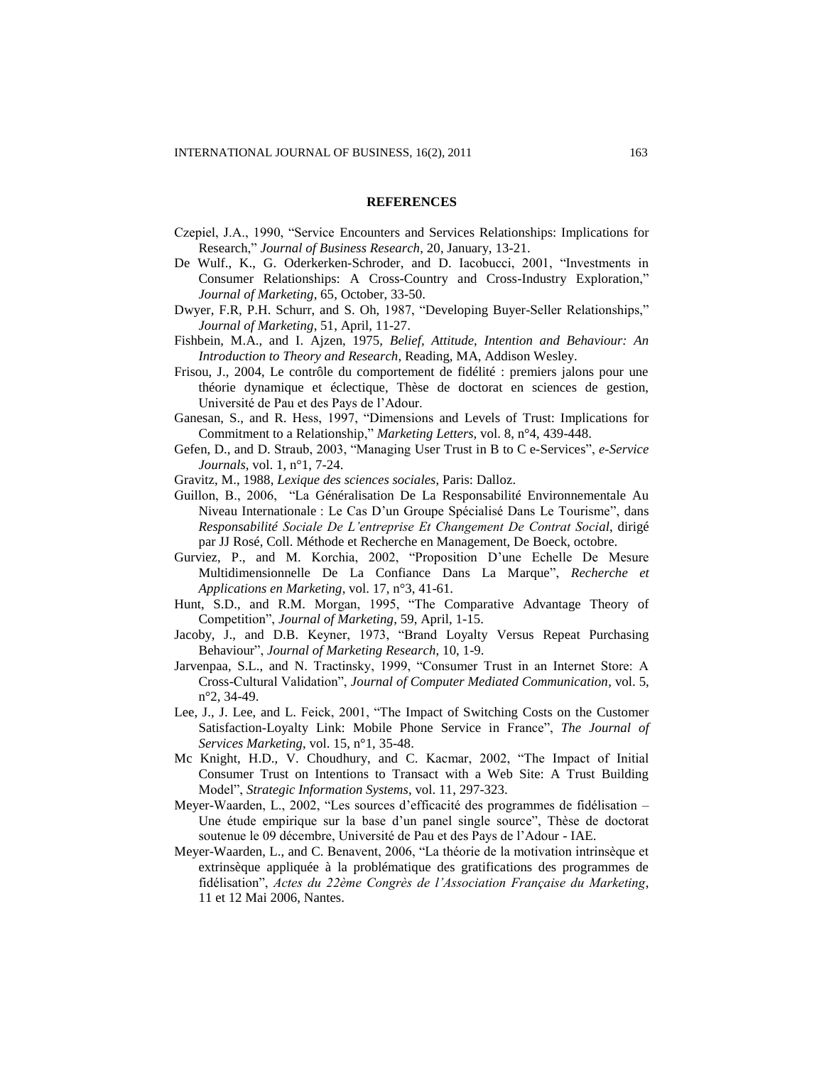## REFERENCES

Czepiel, J.A., 1990, "Service Encounters and Services Relationships: Implications for Research," *Journal of Business Research*, 20, January, 13-21.

De Wulf., K., G. Oderkerken-Schroder, and D. Iacobucci, 2001, "Investments in Consumer Relationships: A Cross-Country and Cross-Industry Exploration," *Journal of Marketing*, 65, October, 33-50.

Dwyer, F.R, P.H. Schurr, and S. Oh, 1987, "Developing Buyer-Seller Relationships," *Journal of Marketing*, 51, April, 11-27.

Fishbein, M.A., and I. Ajzen, 1975, *Belief, Attitude, Intention and Behaviour: An Introduction to Theory and Research*, Reading, MA, Addison Wesley.

Frisou, J., 2004, Le contrôle du comportement de fidélité : premiers jalons pour une théorie dynamique et éclectique, Thèse de doctorat en sciences de gestion, Université de Pau et des Pays de l'Adour.

Ganesan, S., and R. Hess, 1997, "Dimensions and Levels of Trust: Implications for Commitment to a Relationship," *Marketing Letters*, vol. 8, n°4, 439-448.

Gefen, D., and D. Straub, 2003, "Managing User Trust in B to C e-Services", *e-Service Journals*, vol. 1, n°1, 7-24.

Gravitz, M., 1988, *Lexique des sciences sociales*, Paris: Dalloz.

Guillon, B., 2006, "La Généralisation De La Responsabilité Environnementale Au Niveau Internationale : Le Cas D'un Groupe Spécialisé Dans Le Tourisme", dans *Responsabilité Sociale De L'entreprise Et Changement De Contrat Social*, dirigé par JJ Rosé, Coll. Méthode et Recherche en Management, De Boeck, octobre.

Gurviez, P., and M. Korchia, 2002, "Proposition D'une Echelle De Mesure Multidimensionnelle De La Confiance Dans La Marque", *Recherche et Applications en Marketing*, vol. 17, n°3, 41-61.

Hunt, S.D., and R.M. Morgan, 1995, "The Comparative Advantage Theory of Competition", *Journal of Marketing*, 59, April, 1-15.

Jacoby, J., and D.B. Keyner, 1973, "Brand Loyalty Versus Repeat Purchasing Behaviour", *Journal of Marketing Research*, 10, 1-9.

Jarvenpaa, S.L., and N. Tractinsky, 1999, "Consumer Trust in an Internet Store: A Cross-Cultural Validation", *Journal of Computer Mediated Communication*, vol. 5, n°2, 34-49.

Lee, J., J. Lee, and L. Feick, 2001, "The Impact of Switching Costs on the Customer Satisfaction-Loyalty Link: Mobile Phone Service in France", *The Journal of Services Marketing*, vol. 15, n°1, 35-48.

Mc Knight, H.D., V. Choudhury, and C. Kacmar, 2002, "The Impact of Initial Consumer Trust on Intentions to Transact with a Web Site: A Trust Building Model", *Strategic Information Systems*, vol. 11, 297-323.

Meyer-Waarden, L., 2002, "Les sources d'efficacité des programmes de fidélisation – Une étude empirique sur la base d'un panel single source", Thèse de doctorat soutenue le 09 décembre, Université de Pau et des Pays de l'Adour - IAE.

Meyer-Waarden, L., and C. Benavent, 2006, "La théorie de la motivation intrinsèque et extrinsèque appliquée à la problématique des gratifications des programmes de fidélisation", *Actes du 22ème Congrès de l'Association Française du Marketing*, 11 et 12 Mai 2006, Nantes.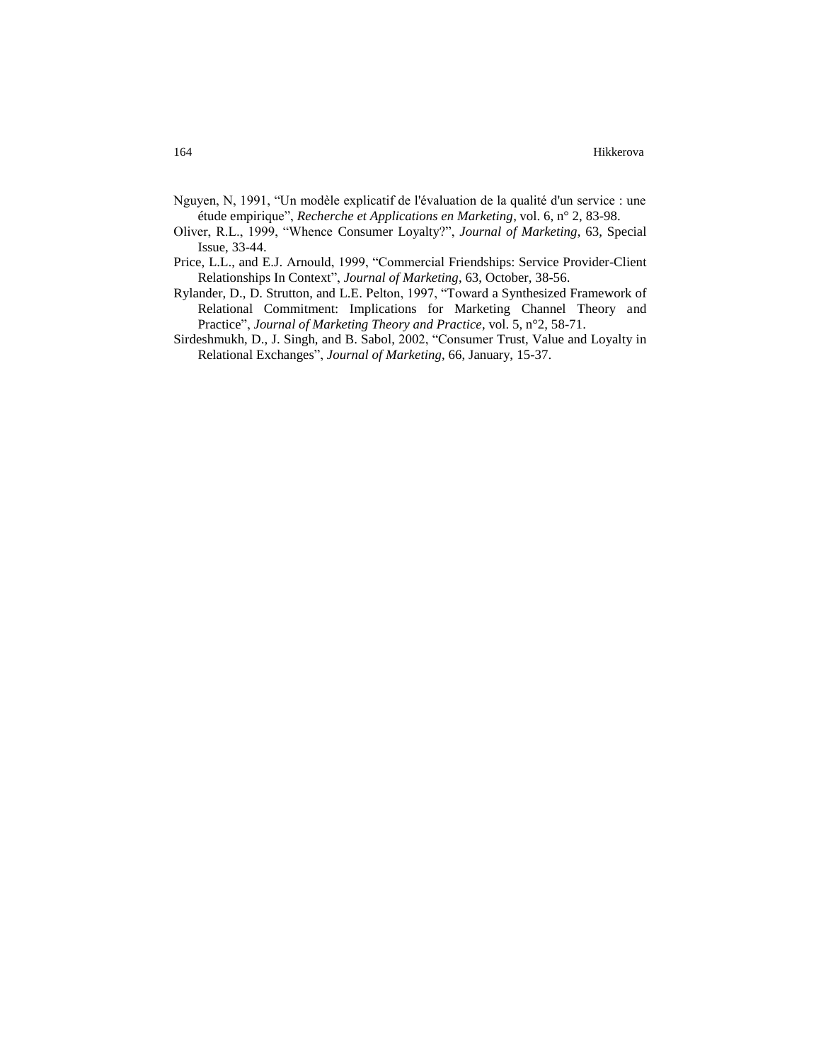Nguyen, N, 1991, "Un modèle explicatif de l'évaluation de la qualité d'un service : une étude empirique", *Recherche et Applications en Marketing*, vol. 6, n° 2, 83-98.

Oliver, R.L., 1999, "Whence Consumer Loyalty?", *Journal of Marketing*, 63, Special Issue, 33-44.

Price, L.L., and E.J. Arnould, 1999, "Commercial Friendships: Service Provider-Client Relationships In Context", *Journal of Marketing*, 63, October, 38-56.

Rylander, D., D. Strutton, and L.E. Pelton, 1997, "Toward a Synthesized Framework of Relational Commitment: Implications for Marketing Channel Theory and Practice", *Journal of Marketing Theory and Practice*, vol. 5, n°2, 58-71.

Sirdeshmukh, D., J. Singh, and B. Sabol, 2002, "Consumer Trust, Value and Loyalty in Relational Exchanges", *Journal of Marketing*, 66, January, 15-37.